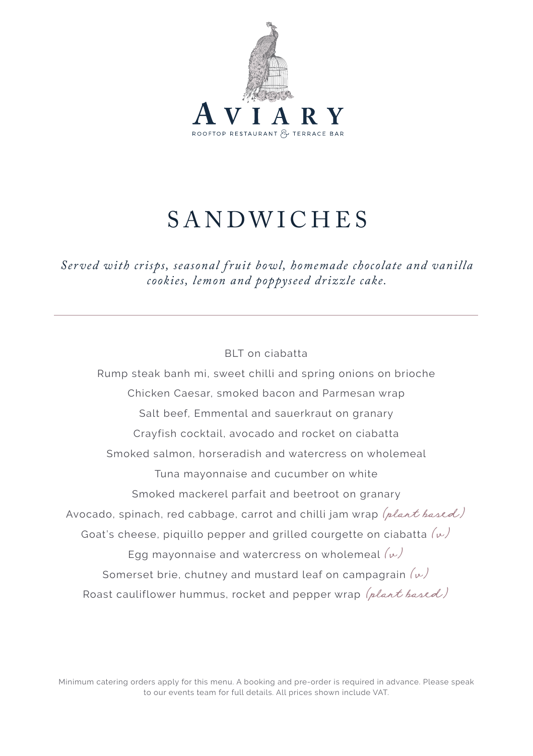# AVIARY

ROOFTOP RESTAURANT & TERRACE BAR

## SANDWICHES

*Served with crisps, seasonal fruit bowl, homemade chocolate and vanilla cookies, lemon and poppyseed drizzle cake.*

---

BLT on ciabatta

Rump steak banh mi, sweet chilli and spring onions on brioche

Chicken Caesar, smoked bacon and Parmesan wrap

Salt beef, Emmental and sauerkraut on granary

Crayfish cocktail, avocado and rocket on ciabatta

Smoked salmon, horseradish and watercress on wholemeal

Tuna mayonnaise and cucumber on white

Smoked mackerel parfait and beetroot on granary

Avocado, spinach, red cabbage, carrot and chilli jam wrap *(plant based)*

Goat's cheese, piquillo pepper and grilled courgette on ciabatta *(v)*

Egg mayonnaise and watercress on wholemeal *(v)*

Somerset brie, chutney and mustard leaf on campagrain *(v)*

Roast cauliflower hummus, rocket and pepper wrap *(plant based)*

Minimum catering orders apply for this menu. A booking and pre-order is required in advance. Please speak to our events team for full details. All prices shown include VAT.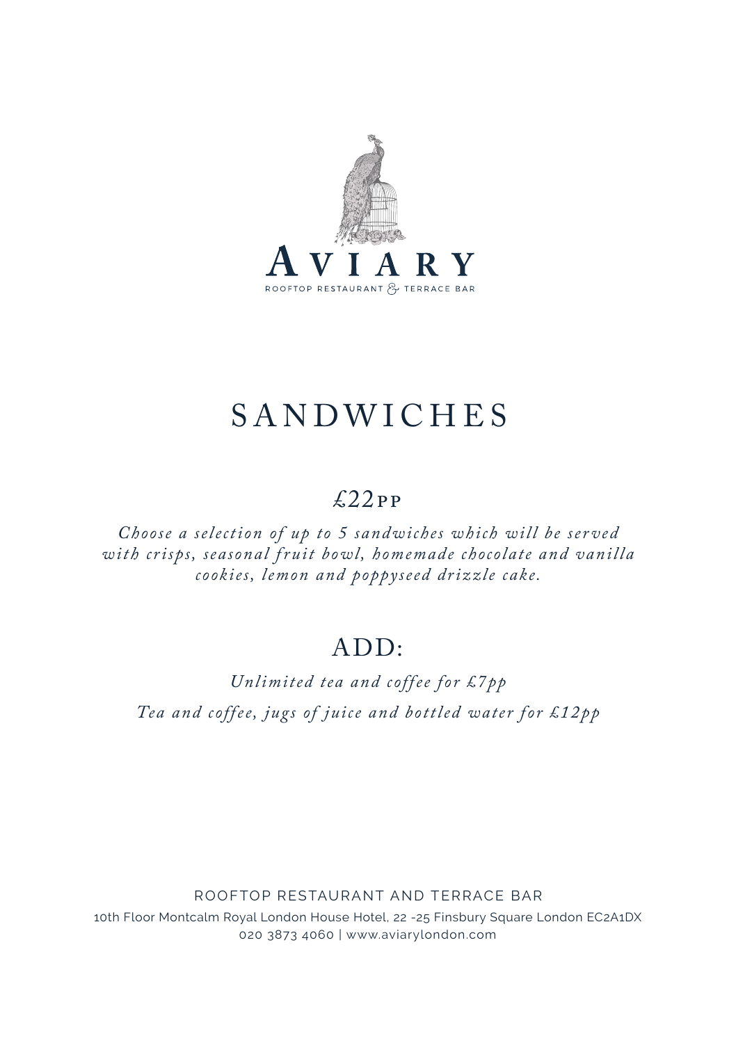# AVIARY

ROOFTOP RESTAURANT & TERRACE BAR

# SANDWICHES

## £22PP

*Choose a selection of up to 5 sandwiches which will be served with crisps, seasonal fruit bowl, homemade chocolate and vanilla cookies, lemon and poppyseed drizzle cake.*

## ADD:

*Unlimited tea and coffee for £7pp*

*Tea and coffee, jugs of juice and bottled water for £12pp*

ROOFTOP RESTAURANT AND TERRACE BAR

10th Floor Montcalm Royal London House Hotel, 22 -25 Finsbury Square London EC2A1DX
020 3873 4060 | www.aviarylondon.com